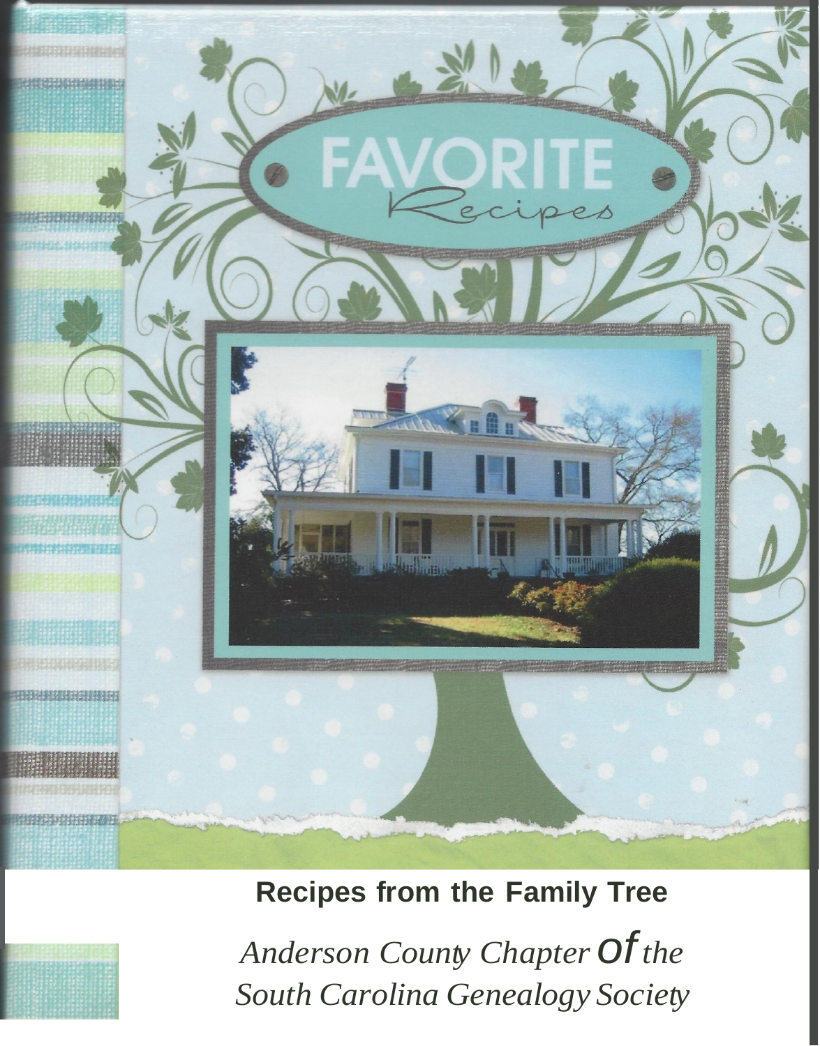# FAVORITE

*Recipes*

**Recipes from the Family Tree**

*Anderson County Chapter of the South Carolina Genealogy Society*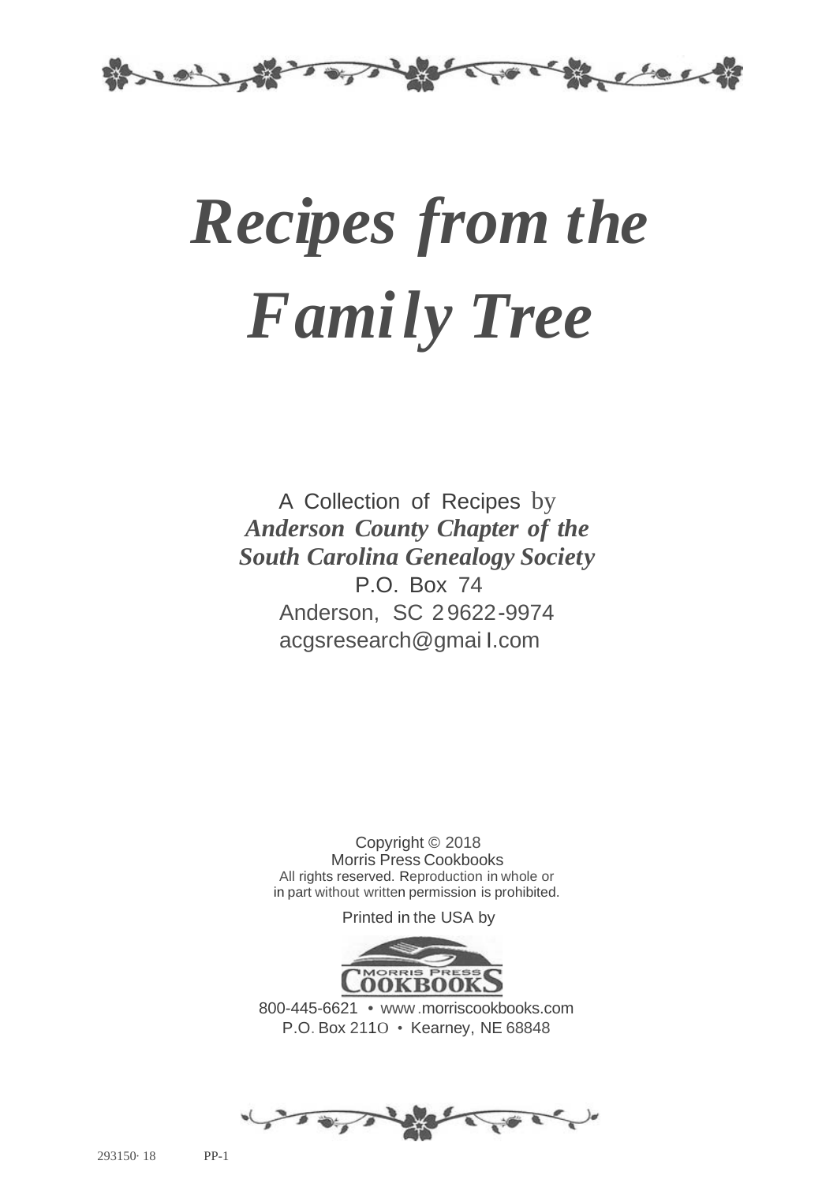# *Recipes from the Family Tree*

A Collection of Recipes by
***Anderson County Chapter of the South Carolina Genealogy Society***
P.O. Box 74
Anderson, SC 29622-9974
acgsresearch@gmail.com

Copyright © 2018
Morris Press Cookbooks
All rights reserved. Reproduction in whole or in part without written permission is prohibited.

Printed in the USA by

MORRIS PRESS COOKBOOKS

800-445-6621 • www.morriscookbooks.com
P.O. Box 2110 • Kearney, NE 68848

293150-18 PP-1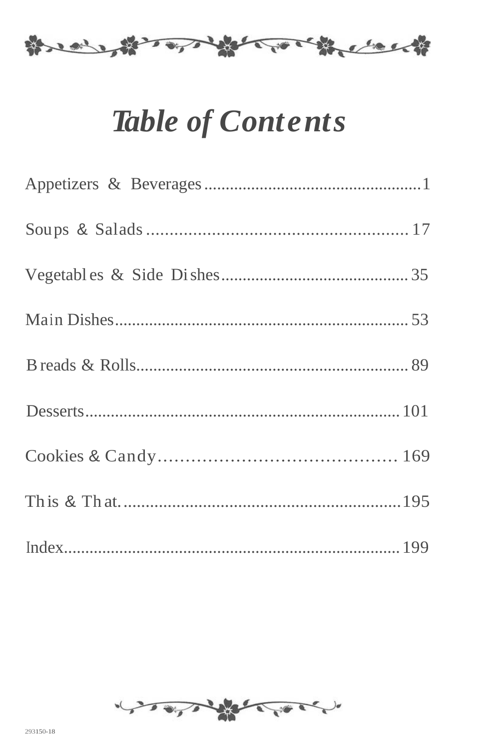# *Table of Contents*

Appetizers & Beverages....................................................1

Soups & Salads.......................................................... 17

Vegetables & Side Dishes............................................ 35

Main Dishes..................................................................... 53

Breads & Rolls................................................................. 89

Desserts.........................................................................101

Cookies & Candy.......................................... 169

This & That.................................................................195

Index...............................................................................199

293150-18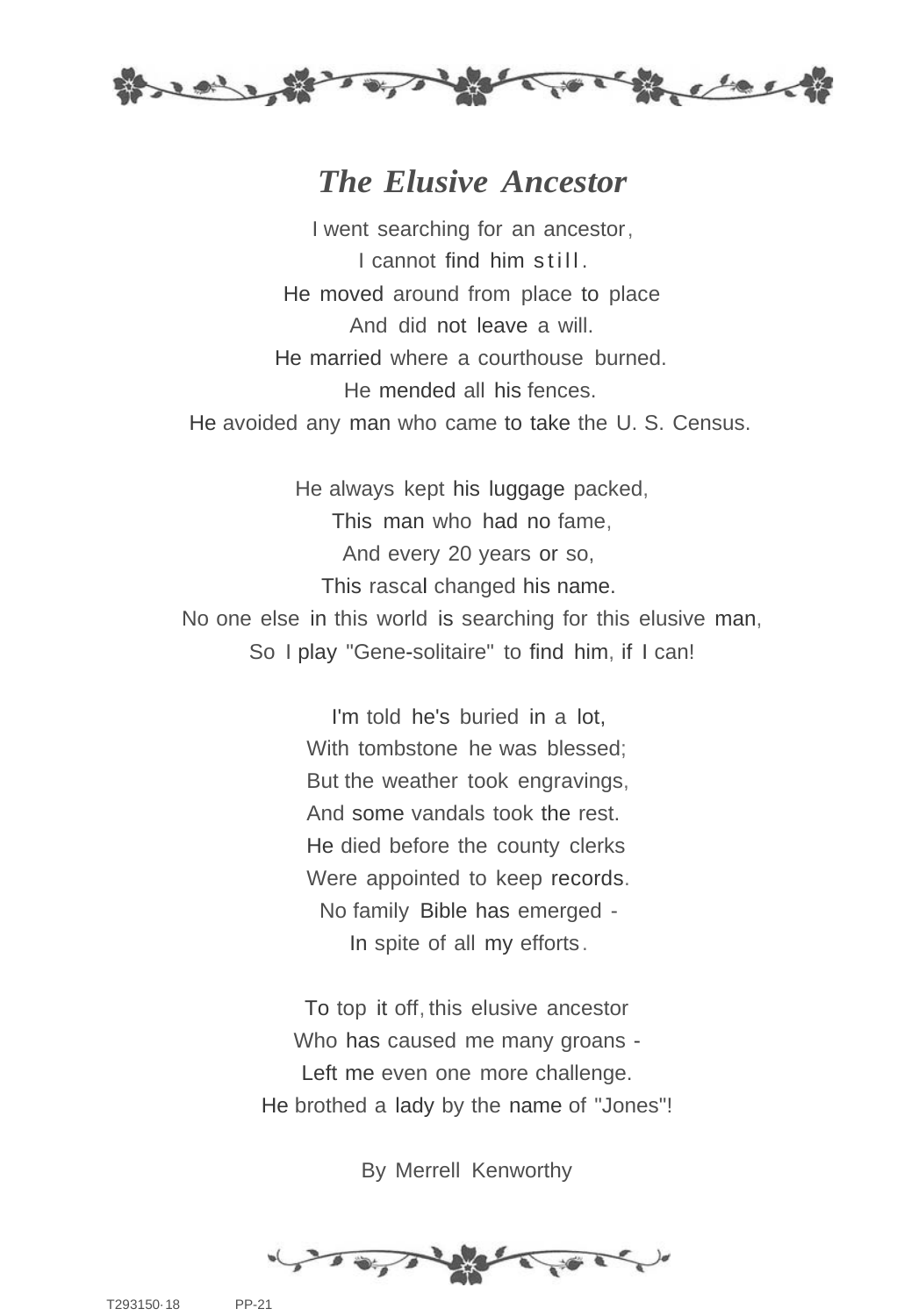# *The Elusive Ancestor*

I went searching for an ancestor,
I cannot find him still.
He moved around from place to place
And did not leave a will.
He married where a courthouse burned.
He mended all his fences.
He avoided any man who came to take the U. S. Census.

He always kept his luggage packed,
This man who had no fame,
And every 20 years or so,
This rascal changed his name.
No one else in this world is searching for this elusive man,
So I play "Gene-solitaire" to find him, if I can!

I'm told he's buried in a lot,
With tombstone he was blessed;
But the weather took engravings,
And some vandals took the rest.
He died before the county clerks
Were appointed to keep records.
No family Bible has emerged -
In spite of all my efforts.

To top it off, this elusive ancestor
Who has caused me many groans -
Left me even one more challenge.
He brothed a lady by the name of "Jones"!

By Merrell Kenworthy

T293150·18 PP-21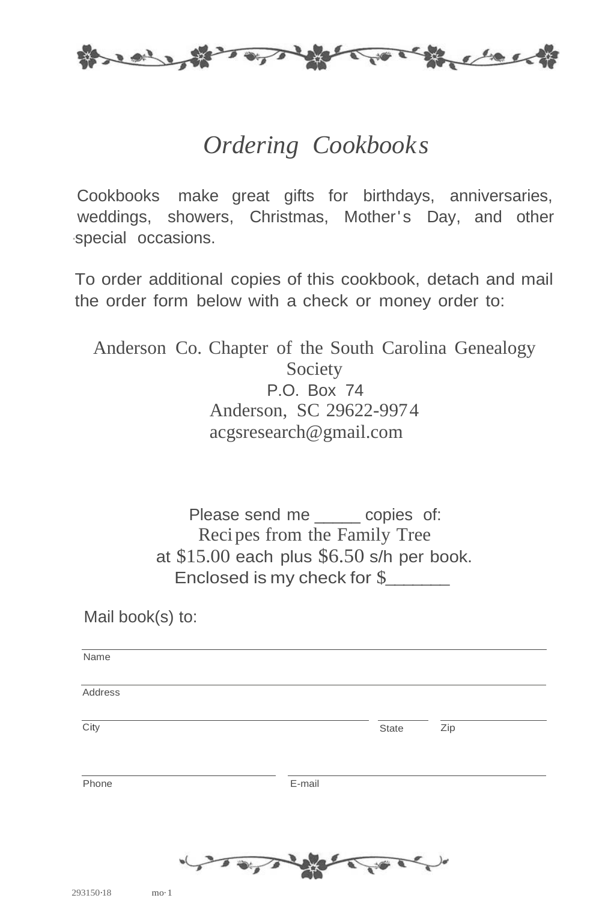# *Ordering Cookbooks*

Cookbooks make great gifts for birthdays, anniversaries, weddings, showers, Christmas, Mother's Day, and other special occasions.

To order additional copies of this cookbook, detach and mail the order form below with a check or money order to:

Anderson Co. Chapter of the South Carolina Genealogy Society
P.O. Box 74
Anderson, SC 29622-9974
acgsresearch@gmail.com

Please send me _____ copies of:
Recipes from the Family Tree
at $15.00 each plus $6.50 s/h per book.
Enclosed is my check for $_______

Mail book(s) to:

Name ____________________________________________

Address __________________________________________

City ______________________ State ________ Zip ________

Phone __________________ E-mail __________________

293150·18 mo·1